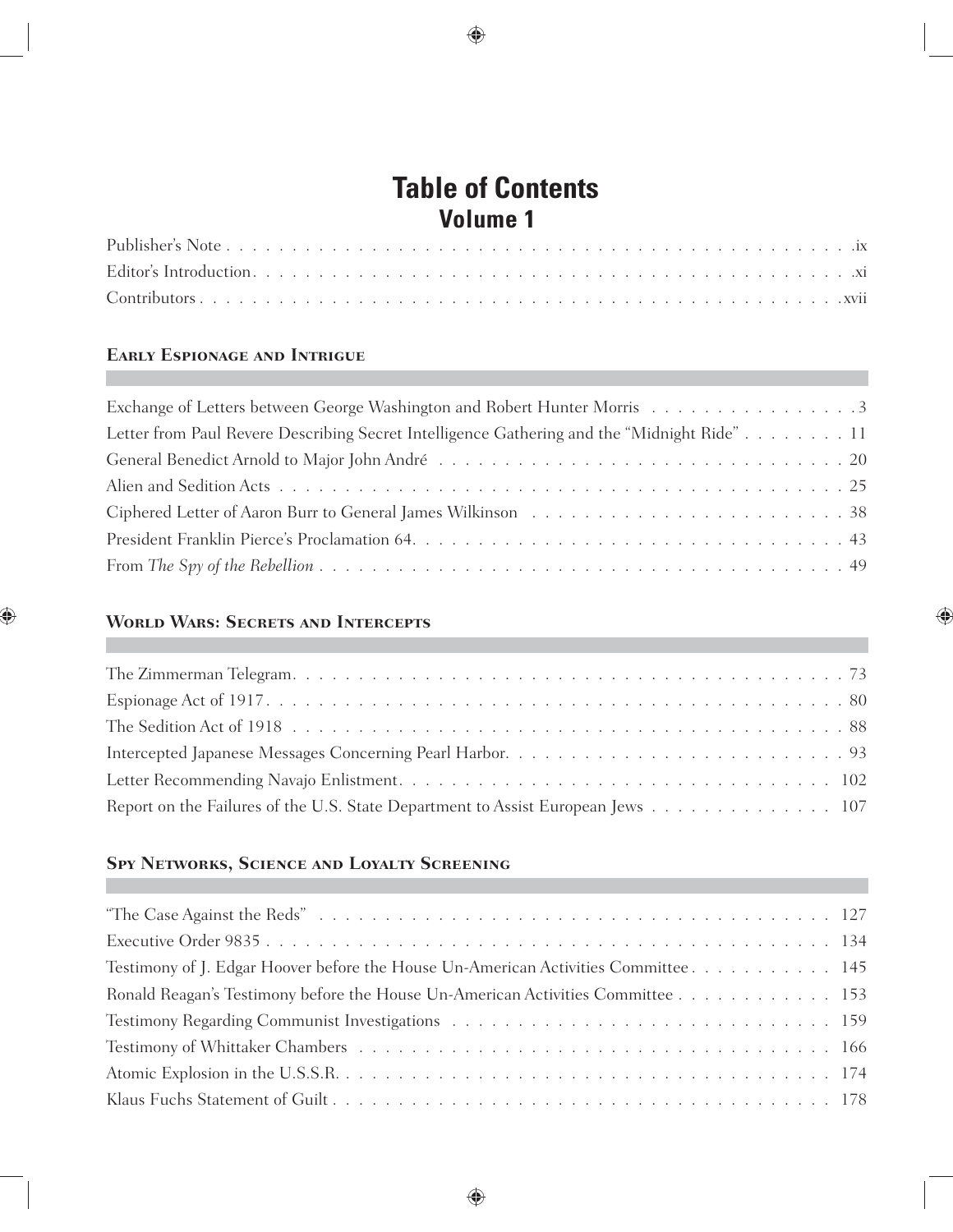# Table of Contents

## Volume 1

Publisher's Note . . . . . . . . . . . . . . . . . . . . . . . . . . . . . . . . . . . . . . . . . . . . . . . . . .ix

Editor's Introduction. . . . . . . . . . . . . . . . . . . . . . . . . . . . . . . . . . . . . . . . . . . . . . . . .xi

Contributors . . . . . . . . . . . . . . . . . . . . . . . . . . . . . . . . . . . . . . . . . . . . . . . . . . . .xvii

### Early Espionage and Intrigue

Exchange of Letters between George Washington and Robert Hunter Morris . . . . . . . . . . . . . . . . 3

Letter from Paul Revere Describing Secret Intelligence Gathering and the "Midnight Ride" . . . . . . . . 11

General Benedict Arnold to Major John André . . . . . . . . . . . . . . . . . . . . . . . . . . . . . . . 20

Alien and Sedition Acts . . . . . . . . . . . . . . . . . . . . . . . . . . . . . . . . . . . . . . . . . . . 25

Ciphered Letter of Aaron Burr to General James Wilkinson . . . . . . . . . . . . . . . . . . . . . . . . 38

President Franklin Pierce's Proclamation 64. . . . . . . . . . . . . . . . . . . . . . . . . . . . . . . . 43

From *The Spy of the Rebellion* . . . . . . . . . . . . . . . . . . . . . . . . . . . . . . . . . . . . . . 49

### World Wars: Secrets and Intercepts

The Zimmerman Telegram. . . . . . . . . . . . . . . . . . . . . . . . . . . . . . . . . . . . . . . . . . 73

Espionage Act of 1917. . . . . . . . . . . . . . . . . . . . . . . . . . . . . . . . . . . . . . . . . . . 80

The Sedition Act of 1918 . . . . . . . . . . . . . . . . . . . . . . . . . . . . . . . . . . . . . . . . . 88

Intercepted Japanese Messages Concerning Pearl Harbor. . . . . . . . . . . . . . . . . . . . . . . . . . 93

Letter Recommending Navajo Enlistment. . . . . . . . . . . . . . . . . . . . . . . . . . . . . . . . . 102

Report on the Failures of the U.S. State Department to Assist European Jews . . . . . . . . . . . . . . 107

### Spy Networks, Science and Loyalty Screening

"The Case Against the Reds" . . . . . . . . . . . . . . . . . . . . . . . . . . . . . . . . . . . . . . . 127

Executive Order 9835 . . . . . . . . . . . . . . . . . . . . . . . . . . . . . . . . . . . . . . . . . . . 134

Testimony of J. Edgar Hoover before the House Un-American Activities Committee . . . . . . . . . . . 145

Ronald Reagan's Testimony before the House Un-American Activities Committee . . . . . . . . . . . . 153

Testimony Regarding Communist Investigations . . . . . . . . . . . . . . . . . . . . . . . . . . . . . 159

Testimony of Whittaker Chambers . . . . . . . . . . . . . . . . . . . . . . . . . . . . . . . . . . . . 166

Atomic Explosion in the U.S.S.R. . . . . . . . . . . . . . . . . . . . . . . . . . . . . . . . . . . . . 174

Klaus Fuchs Statement of Guilt . . . . . . . . . . . . . . . . . . . . . . . . . . . . . . . . . . . . . 178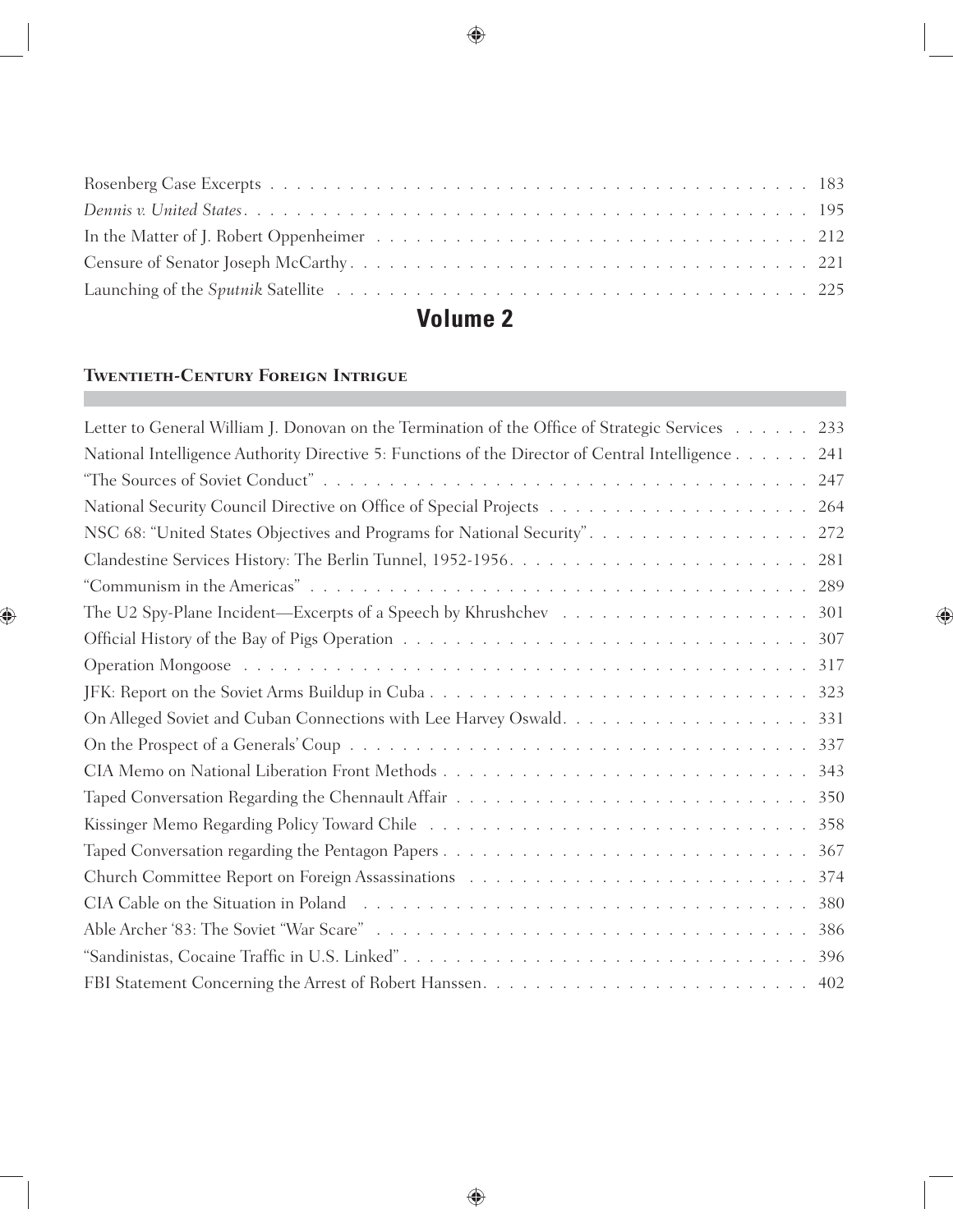Rosenberg Case Excerpts . . . . . . . . . . . . . . . . . . . . . . . . . . . . . . . . . . . . . . . . . . . . . 183

*Dennis v. United States* . . . . . . . . . . . . . . . . . . . . . . . . . . . . . . . . . . . . . . . . . . . . . . 195

In the Matter of J. Robert Oppenheimer . . . . . . . . . . . . . . . . . . . . . . . . . . . . . . . . . . 212

Censure of Senator Joseph McCarthy . . . . . . . . . . . . . . . . . . . . . . . . . . . . . . . . . . . . 221

Launching of the *Sputnik* Satellite . . . . . . . . . . . . . . . . . . . . . . . . . . . . . . . . . . . . . 225

# Volume 2

### Twentieth-Century Foreign Intrigue

Letter to General William J. Donovan on the Termination of the Office of Strategic Services . . . . . . 233

National Intelligence Authority Directive 5: Functions of the Director of Central Intelligence . . . . . . 241

"The Sources of Soviet Conduct" . . . . . . . . . . . . . . . . . . . . . . . . . . . . . . . . . . . . . . 247

National Security Council Directive on Office of Special Projects . . . . . . . . . . . . . . . . . . . . 264

NSC 68: "United States Objectives and Programs for National Security" . . . . . . . . . . . . . . . . . 272

Clandestine Services History: The Berlin Tunnel, 1952-1956 . . . . . . . . . . . . . . . . . . . . . . . 281

"Communism in the Americas" . . . . . . . . . . . . . . . . . . . . . . . . . . . . . . . . . . . . . . . 289

The U2 Spy-Plane Incident—Excerpts of a Speech by Khrushchev . . . . . . . . . . . . . . . . . . . 301

Official History of the Bay of Pigs Operation . . . . . . . . . . . . . . . . . . . . . . . . . . . . . . . 307

Operation Mongoose . . . . . . . . . . . . . . . . . . . . . . . . . . . . . . . . . . . . . . . . . . . . . 317

JFK: Report on the Soviet Arms Buildup in Cuba . . . . . . . . . . . . . . . . . . . . . . . . . . . . . 323

On Alleged Soviet and Cuban Connections with Lee Harvey Oswald . . . . . . . . . . . . . . . . . . . 331

On the Prospect of a Generals' Coup . . . . . . . . . . . . . . . . . . . . . . . . . . . . . . . . . . . . 337

CIA Memo on National Liberation Front Methods . . . . . . . . . . . . . . . . . . . . . . . . . . . . 343

Taped Conversation Regarding the Chennault Affair . . . . . . . . . . . . . . . . . . . . . . . . . . . 350

Kissinger Memo Regarding Policy Toward Chile . . . . . . . . . . . . . . . . . . . . . . . . . . . . . 358

Taped Conversation regarding the Pentagon Papers . . . . . . . . . . . . . . . . . . . . . . . . . . . . 367

Church Committee Report on Foreign Assassinations . . . . . . . . . . . . . . . . . . . . . . . . . . 374

CIA Cable on the Situation in Poland . . . . . . . . . . . . . . . . . . . . . . . . . . . . . . . . . . . 380

Able Archer '83: The Soviet "War Scare" . . . . . . . . . . . . . . . . . . . . . . . . . . . . . . . . . 386

"Sandinistas, Cocaine Traffic in U.S. Linked" . . . . . . . . . . . . . . . . . . . . . . . . . . . . . . . 396

FBI Statement Concerning the Arrest of Robert Hanssen . . . . . . . . . . . . . . . . . . . . . . . . . 402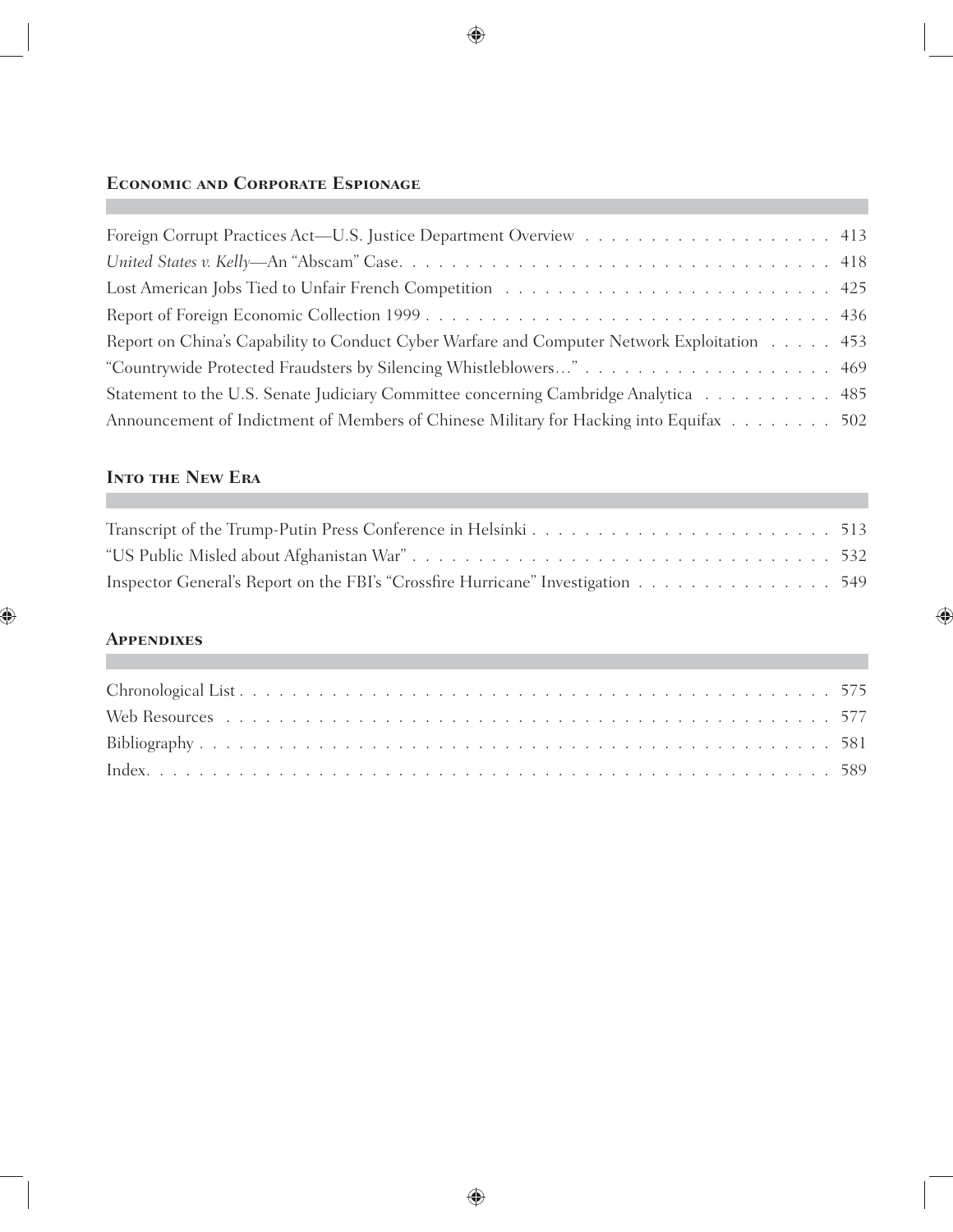## Economic and Corporate Espionage

Foreign Corrupt Practices Act—U.S. Justice Department Overview . . . . . . . . . . . . . . . . . . . 413
*United States v. Kelly*—An "Abscam" Case. . . . . . . . . . . . . . . . . . . . . . . . . . . . . . . . . . 418
Lost American Jobs Tied to Unfair French Competition . . . . . . . . . . . . . . . . . . . . . . . . . 425
Report of Foreign Economic Collection 1999 . . . . . . . . . . . . . . . . . . . . . . . . . . . . . . . 436
Report on China's Capability to Conduct Cyber Warfare and Computer Network Exploitation . . . . . 453
"Countrywide Protected Fraudsters by Silencing Whistleblowers…" . . . . . . . . . . . . . . . . . . . 469
Statement to the U.S. Senate Judiciary Committee concerning Cambridge Analytica . . . . . . . . . . 485
Announcement of Indictment of Members of Chinese Military for Hacking into Equifax . . . . . . . . 502

## Into the New Era

Transcript of the Trump-Putin Press Conference in Helsinki . . . . . . . . . . . . . . . . . . . . . . 513
"US Public Misled about Afghanistan War" . . . . . . . . . . . . . . . . . . . . . . . . . . . . . . . . 532
Inspector General's Report on the FBI's "Crossfire Hurricane" Investigation . . . . . . . . . . . . . . . 549

## Appendixes

Chronological List . . . . . . . . . . . . . . . . . . . . . . . . . . . . . . . . . . . . . . . . . . . . 575
Web Resources . . . . . . . . . . . . . . . . . . . . . . . . . . . . . . . . . . . . . . . . . . . . . . 577
Bibliography . . . . . . . . . . . . . . . . . . . . . . . . . . . . . . . . . . . . . . . . . . . . . . . 581
Index. . . . . . . . . . . . . . . . . . . . . . . . . . . . . . . . . . . . . . . . . . . . . . . . . . . 589